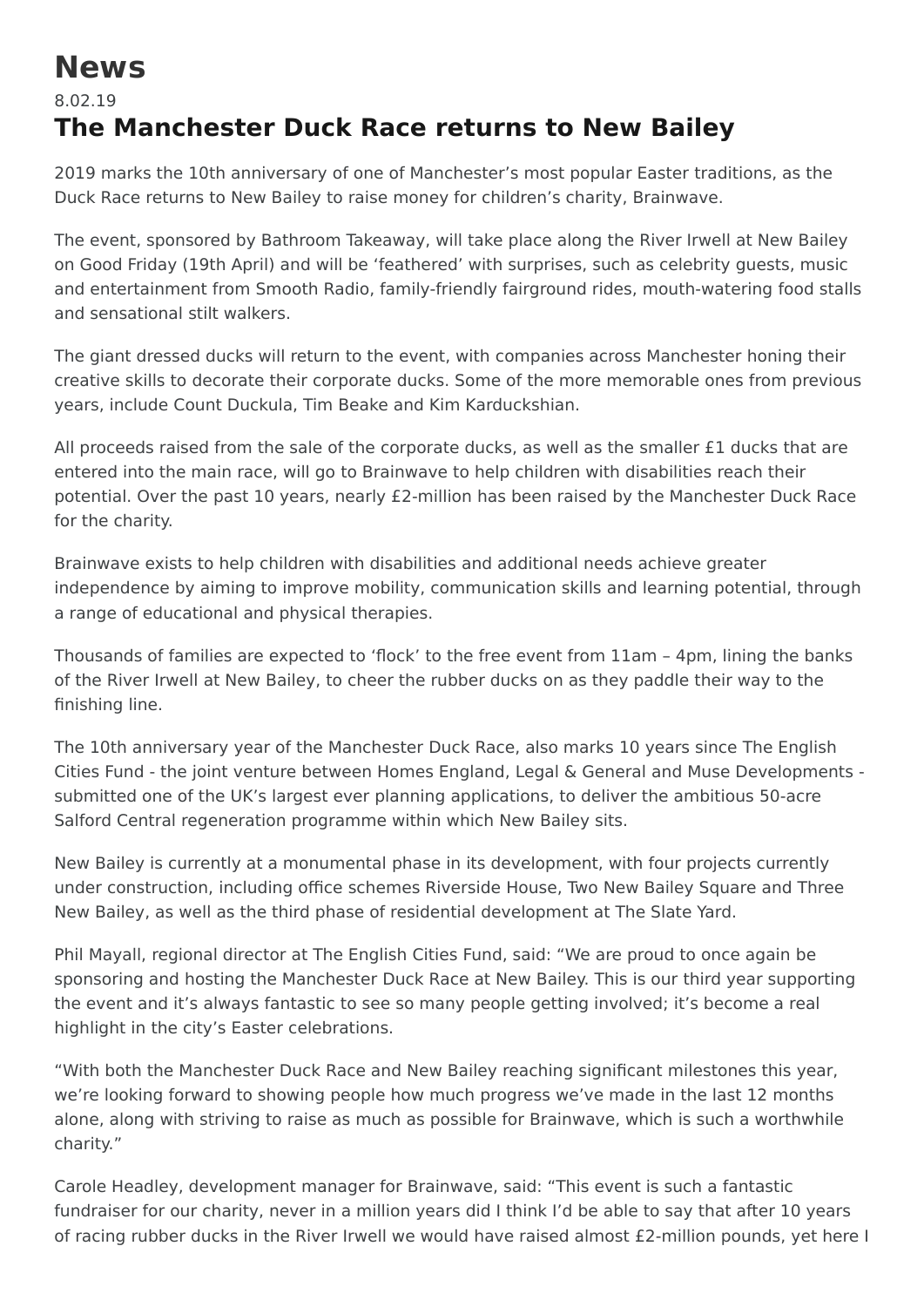# News

8.02.19

## The Manchester Duck Race returns to New Bailey

2019 marks the 10th anniversary of one of Manchester's most popular Easter traditions, as the Duck Race returns to New Bailey to raise money for children's charity, Brainwave.

The event, sponsored by Bathroom Takeaway, will take place along the River Irwell at New Bailey on Good Friday (19th April) and will be 'feathered' with surprises, such as celebrity guests, music and entertainment from Smooth Radio, family-friendly fairground rides, mouth-watering food stalls and sensational stilt walkers.

The giant dressed ducks will return to the event, with companies across Manchester honing their creative skills to decorate their corporate ducks. Some of the more memorable ones from previous years, include Count Duckula, Tim Beake and Kim Karduckshian.

All proceeds raised from the sale of the corporate ducks, as well as the smaller £1 ducks that are entered into the main race, will go to Brainwave to help children with disabilities reach their potential. Over the past 10 years, nearly £2-million has been raised by the Manchester Duck Race for the charity.

Brainwave exists to help children with disabilities and additional needs achieve greater independence by aiming to improve mobility, communication skills and learning potential, through a range of educational and physical therapies.

Thousands of families are expected to 'flock' to the free event from 11am – 4pm, lining the banks of the River Irwell at New Bailey, to cheer the rubber ducks on as they paddle their way to the finishing line.

The 10th anniversary year of the Manchester Duck Race, also marks 10 years since The English Cities Fund - the joint venture between Homes England, Legal & General and Muse Developments - submitted one of the UK's largest ever planning applications, to deliver the ambitious 50-acre Salford Central regeneration programme within which New Bailey sits.

New Bailey is currently at a monumental phase in its development, with four projects currently under construction, including office schemes Riverside House, Two New Bailey Square and Three New Bailey, as well as the third phase of residential development at The Slate Yard.

Phil Mayall, regional director at The English Cities Fund, said: "We are proud to once again be sponsoring and hosting the Manchester Duck Race at New Bailey. This is our third year supporting the event and it's always fantastic to see so many people getting involved; it's become a real highlight in the city's Easter celebrations.

"With both the Manchester Duck Race and New Bailey reaching significant milestones this year, we're looking forward to showing people how much progress we've made in the last 12 months alone, along with striving to raise as much as possible for Brainwave, which is such a worthwhile charity."

Carole Headley, development manager for Brainwave, said: "This event is such a fantastic fundraiser for our charity, never in a million years did I think I'd be able to say that after 10 years of racing rubber ducks in the River Irwell we would have raised almost £2-million pounds, yet here I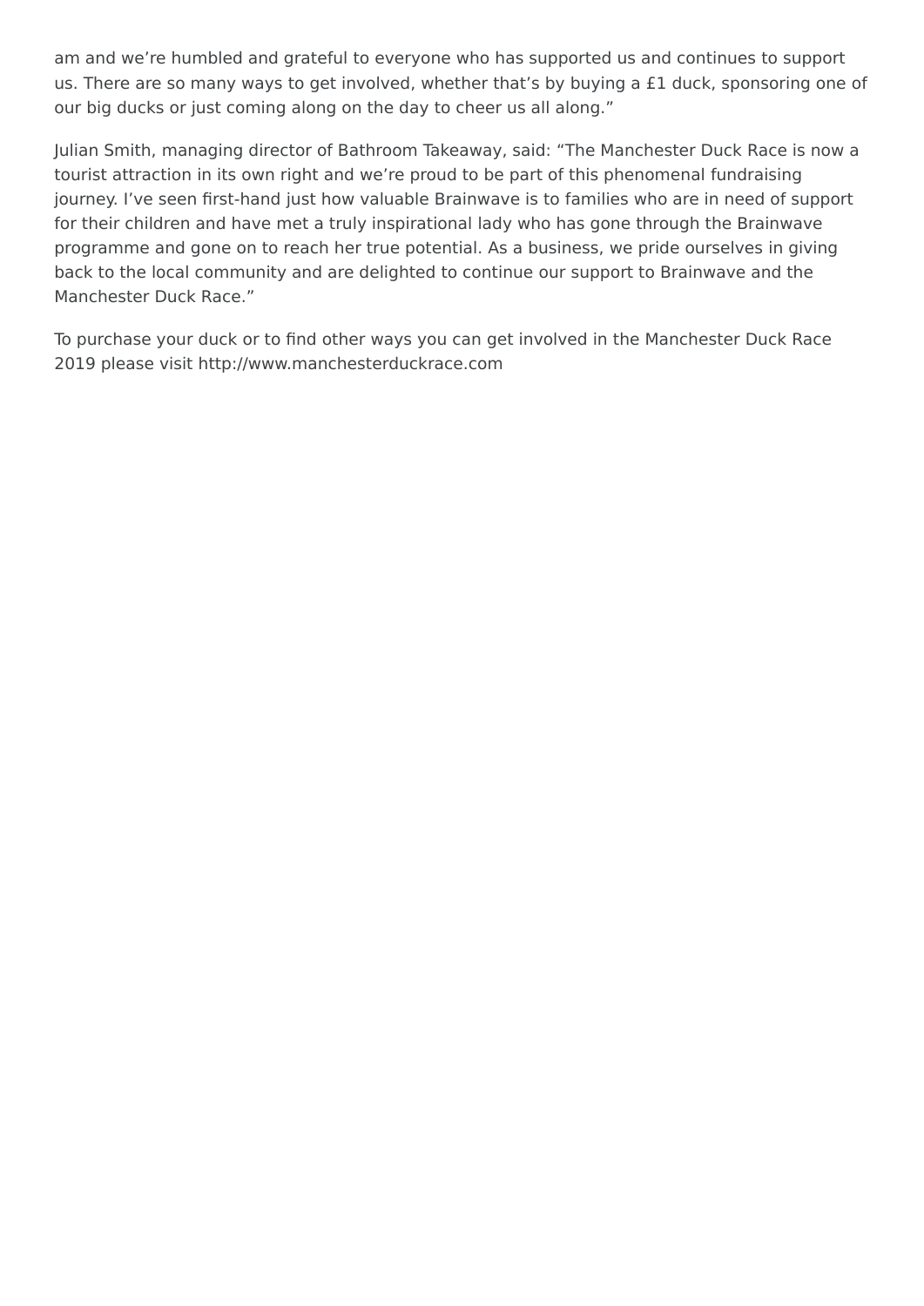am and we’re humbled and grateful to everyone who has supported us and continues to support us. There are so many ways to get involved, whether that’s by buying a £1 duck, sponsoring one of our big ducks or just coming along on the day to cheer us all along.”

Julian Smith, managing director of Bathroom Takeaway, said: “The Manchester Duck Race is now a tourist attraction in its own right and we’re proud to be part of this phenomenal fundraising journey. I’ve seen first-hand just how valuable Brainwave is to families who are in need of support for their children and have met a truly inspirational lady who has gone through the Brainwave programme and gone on to reach her true potential. As a business, we pride ourselves in giving back to the local community and are delighted to continue our support to Brainwave and the Manchester Duck Race.”

To purchase your duck or to find other ways you can get involved in the Manchester Duck Race 2019 please visit http://www.manchesterduckrace.com